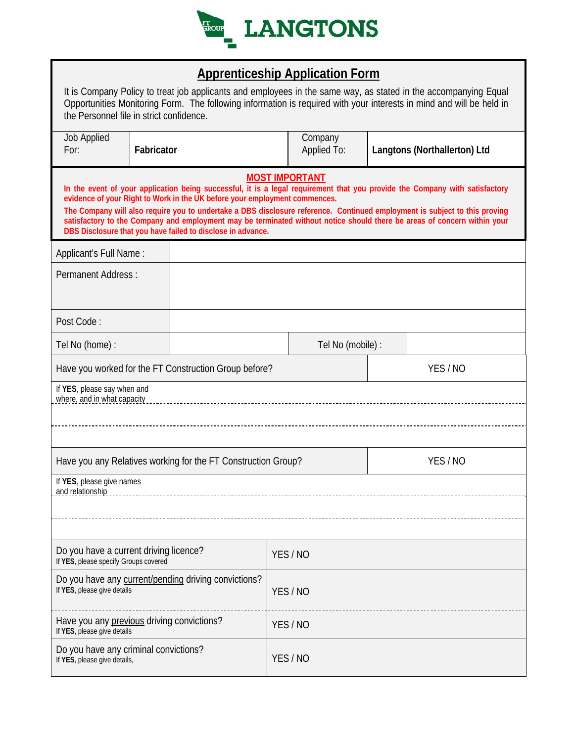LANGTONS

## Apprenticeship Application Form

It is Company Policy to treat job applicants and employees in the same way, as stated in the accompanying Equal Opportunities Monitoring Form. The following information is required with your interests in mind and will be held in the Personnel file in strict confidence.

| | | | |
|---|---|---|---|
| Job Applied For: | **Fabricator** | Company Applied To: | **Langtons (Northallerton) Ltd** |

**MOST IMPORTANT**

**In the event of your application being successful, it is a legal requirement that you provide the Company with satisfactory evidence of your Right to Work in the UK before your employment commences.**

**The Company will also require you to undertake a DBS disclosure reference. Continued employment is subject to this proving satisfactory to the Company and employment may be terminated without notice should there be areas of concern within your DBS Disclosure that you have failed to disclose in advance.**

| | | | |
|---|---|---|---|
| Applicant's Full Name : | | | |
| Permanent Address : | | | |
| Post Code : | | | |
| Tel No (home) : | | Tel No (mobile) : | |

| | |
|---|---|
| Have you worked for the FT Construction Group before? | YES / NO |
| If **YES**, please say when and where, and in what capacity | |
| Have you any Relatives working for the FT Construction Group? | YES / NO |
| If **YES**, please give names and relationship | |

| | |
|---|---|
| Do you have a current driving licence?<br>If **YES**, please specify Groups covered | YES / NO |
| Do you have any current/pending driving convictions?<br>If **YES**, please give details | YES / NO |
| Have you any previous driving convictions?<br>If **YES**, please give details | YES / NO |
| Do you have any criminal convictions?<br>If **YES**, please give details, | YES / NO |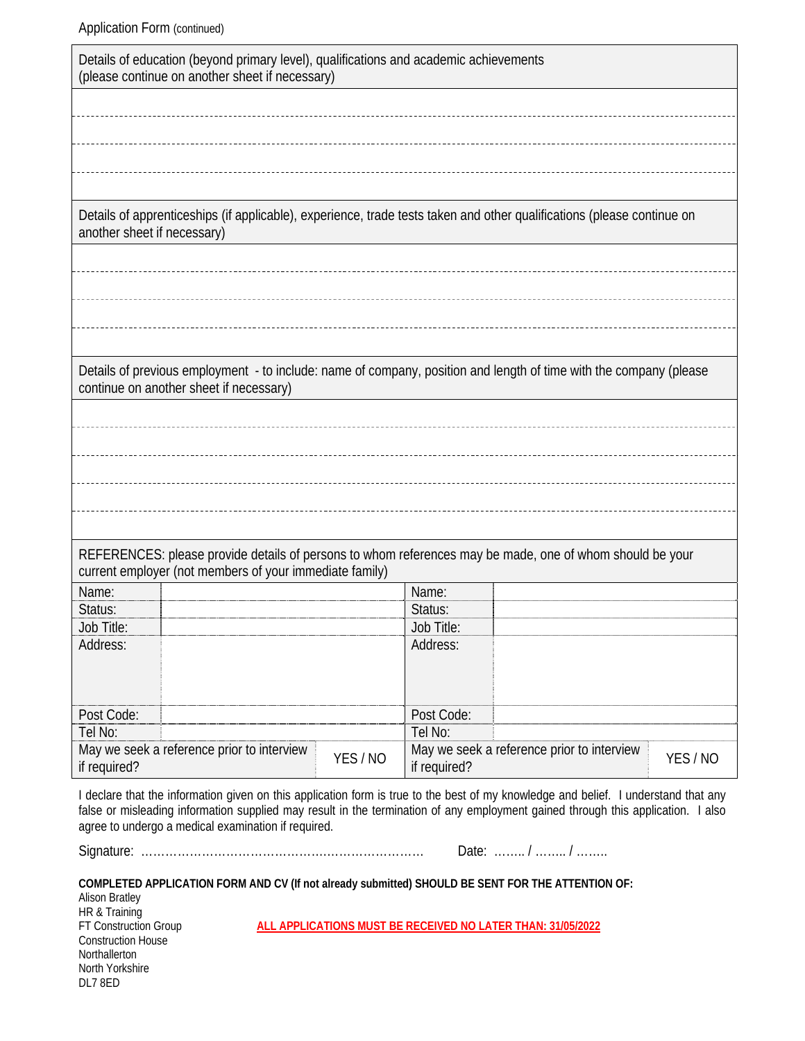Application Form (continued)

Details of education (beyond primary level), qualifications and academic achievements
(please continue on another sheet if necessary)

Details of apprenticeships (if applicable), experience, trade tests taken and other qualifications (please continue on another sheet if necessary)

Details of previous employment - to include: name of company, position and length of time with the company (please continue on another sheet if necessary)

REFERENCES: please provide details of persons to whom references may be made, one of whom should be your current employer (not members of your immediate family)

| | | | | | |
|---|---|---|---|---|---|
| Name: | | | Name: | | |
| Status: | | | Status: | | |
| Job Title: | | | Job Title: | | |
| Address: | | | Address: | | |
| Post Code: | | | Post Code: | | |
| Tel No: | | | Tel No: | | |
| May we seek a reference prior to interview if required? | | YES / NO | May we seek a reference prior to interview if required? | | YES / NO |

I declare that the information given on this application form is true to the best of my knowledge and belief. I understand that any false or misleading information supplied may result in the termination of any employment gained through this application. I also agree to undergo a medical examination if required.

Signature: ………………………………………………………………… Date: …….. / …….. / ……..

**COMPLETED APPLICATION FORM AND CV (If not already submitted) SHOULD BE SENT FOR THE ATTENTION OF:**

Alison Bratley
HR & Training
FT Construction Group
Construction House
Northallerton
North Yorkshire
DL7 8ED

**ALL APPLICATIONS MUST BE RECEIVED NO LATER THAN: 31/05/2022**